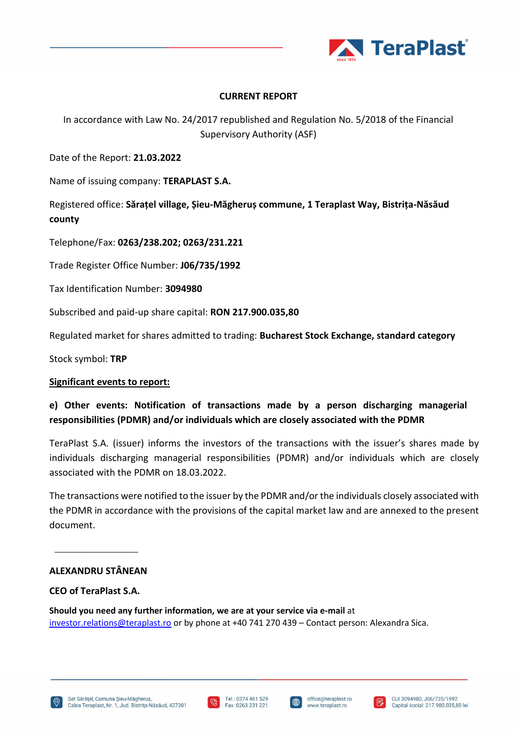**CURRENT REPORT**

In accordance with Law No. 24/2017 republished and Regulation No. 5/2018 of the Financial Supervisory Authority (ASF)

Date of the Report: **21.03.2022**

Name of issuing company: **TERAPLAST S.A.**

Registered office: **Sărațel village, Șieu-Măgheruș commune, 1 Teraplast Way, Bistrița-Năsăud county**

Telephone/Fax: **0263/238.202; 0263/231.221**

Trade Register Office Number: **J06/735/1992**

Tax Identification Number: **3094980**

Subscribed and paid-up share capital: **RON 217.900.035,80**

Regulated market for shares admitted to trading: **Bucharest Stock Exchange, standard category**

Stock symbol: **TRP**

**Significant events to report:**

**e) Other events: Notification of transactions made by a person discharging managerial responsibilities (PDMR) and/or individuals which are closely associated with the PDMR**

TeraPlast S.A. (issuer) informs the investors of the transactions with the issuer's shares made by individuals discharging managerial responsibilities (PDMR) and/or individuals which are closely associated with the PDMR on 18.03.2022.

The transactions were notified to the issuer by the PDMR and/or the individuals closely associated with the PDMR in accordance with the provisions of the capital market law and are annexed to the present document.

\_\_\_\_\_\_\_\_\_\_\_\_\_\_\_\_\_

**ALEXANDRU STÂNEAN**

**CEO of TeraPlast S.A.**

**Should you need any further information, we are at your service via e-mail** at investor.relations@teraplast.ro or by phone at +40 741 270 439 – Contact person: Alexandra Sica.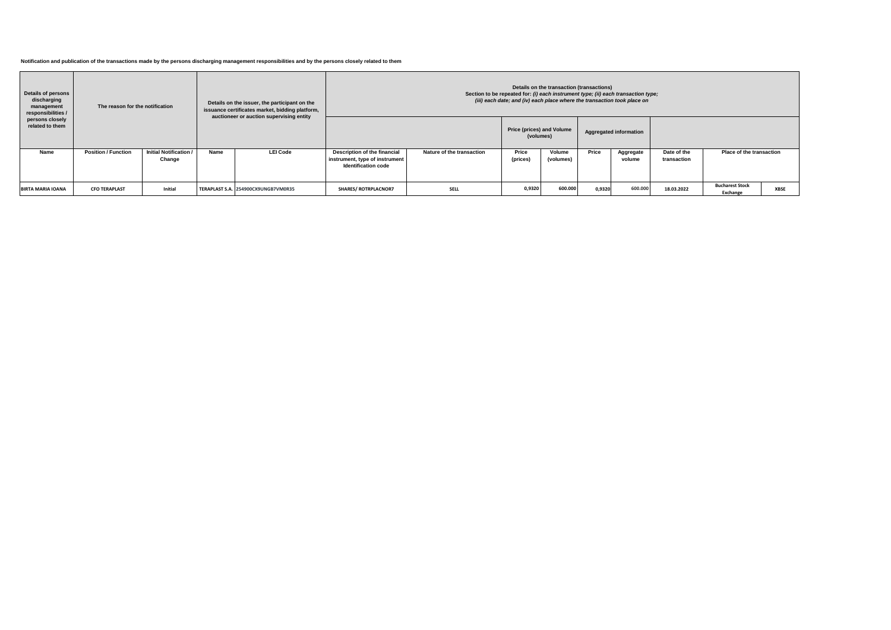**Notification and publication of the transactions made by the persons discharging management responsibilities and by the persons closely related to them**

| Details of persons discharging management responsibilities / persons closely related to them | The reason for the notification | | Details on the issuer, the participant on the issuance certificates market, bidding platform, auctioneer or auction supervising entity | | Details on the transaction (transactions) Section to be repeated for: *(i) each instrument type; (ii) each transaction type; (iii) each date; and (iv) each place where the transaction took place on* | | | | | | | |
|---|---|---|---|---|---|---|---|---|---|---|---|---|
| | | | | | | | Price (prices) and Volume (volumes) | | Aggregated information | | | |
| Name | Position / Function | Initial Notification / Change | Name | LEI Code | Description of the financial instrument, type of instrument Identification code | Nature of the transaction | Price (prices) | Volume (volumes) | Price | Aggregate volume | Date of the transaction | Place of the transaction | |
| BIRTA MARIA IOANA | CFO TERAPLAST | Initial | TERAPLAST S.A. | 254900CX9UNGB7VM0R35 | SHARES/ ROTRPLACNOR7 | SELL | 0,9320 | 600.000 | 0,9320 | 600.000 | 18.03.2022 | Bucharest Stock Exchange | XBSE |